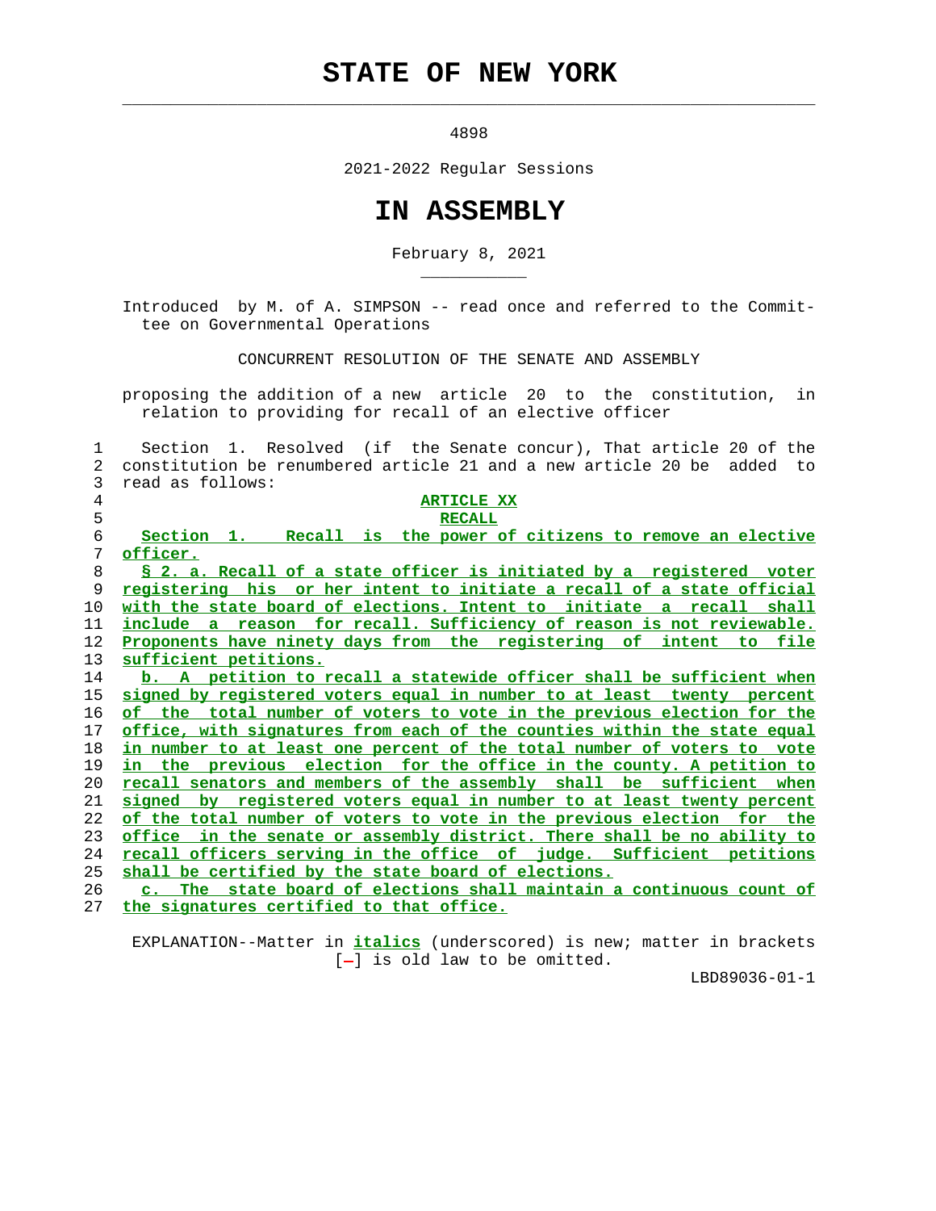# STATE OF NEW YORK

4898

2021-2022 Regular Sessions

# IN ASSEMBLY

February 8, 2021

Introduced by M. of A. SIMPSON -- read once and referred to the Committee on Governmental Operations

CONCURRENT RESOLUTION OF THE SENATE AND ASSEMBLY

proposing the addition of a new article 20 to the constitution, in relation to providing for recall of an elective officer

Section 1. Resolved (if the Senate concur), That article 20 of the constitution be renumbered article 21 and a new article 20 be added to read as follows:

**ARTICLE XX**

**RECALL**

**Section 1. Recall is the power of citizens to remove an elective officer.**

**§ 2. a. Recall of a state officer is initiated by a registered voter registering his or her intent to initiate a recall of a state official with the state board of elections. Intent to initiate a recall shall include a reason for recall. Sufficiency of reason is not reviewable. Proponents have ninety days from the registering of intent to file sufficient petitions.**

**b. A petition to recall a statewide officer shall be sufficient when signed by registered voters equal in number to at least twenty percent of the total number of voters to vote in the previous election for the office, with signatures from each of the counties within the state equal in number to at least one percent of the total number of voters to vote in the previous election for the office in the county. A petition to recall senators and members of the assembly shall be sufficient when signed by registered voters equal in number to at least twenty percent of the total number of voters to vote in the previous election for the office in the senate or assembly district. There shall be no ability to recall officers serving in the office of judge. Sufficient petitions shall be certified by the state board of elections.**

**c. The state board of elections shall maintain a continuous count of the signatures certified to that office.**

EXPLANATION--Matter in ***italics*** (underscored) is new; matter in brackets [-] is old law to be omitted.

LBD89036-01-1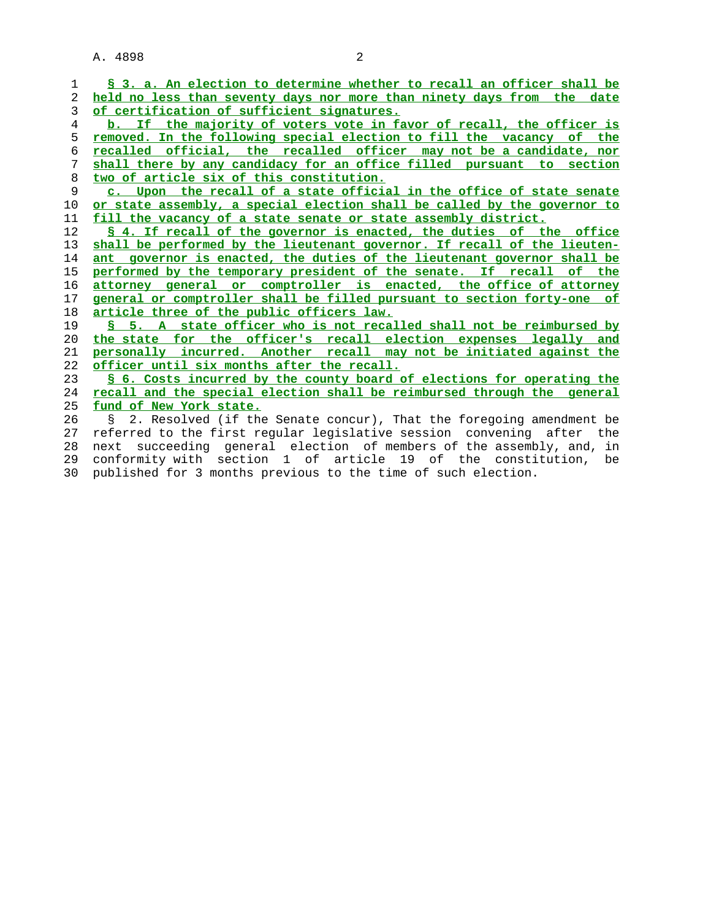§ 3. a. An election to determine whether to recall an officer shall be held no less than seventy days nor more than ninety days from the date of certification of sufficient signatures.

b. If the majority of voters vote in favor of recall, the officer is removed. In the following special election to fill the vacancy of the recalled official, the recalled officer may not be a candidate, nor shall there by any candidacy for an office filled pursuant to section two of article six of this constitution.

c. Upon the recall of a state official in the office of state senate or state assembly, a special election shall be called by the governor to fill the vacancy of a state senate or state assembly district.

§ 4. If recall of the governor is enacted, the duties of the office shall be performed by the lieutenant governor. If recall of the lieutenant governor is enacted, the duties of the lieutenant governor shall be performed by the temporary president of the senate. If recall of the attorney general or comptroller is enacted, the office of attorney general or comptroller shall be filled pursuant to section forty-one of article three of the public officers law.

§ 5. A state officer who is not recalled shall not be reimbursed by the state for the officer's recall election expenses legally and personally incurred. Another recall may not be initiated against the officer until six months after the recall.

§ 6. Costs incurred by the county board of elections for operating the recall and the special election shall be reimbursed through the general fund of New York state.

§ 2. Resolved (if the Senate concur), That the foregoing amendment be referred to the first regular legislative session convening after the next succeeding general election of members of the assembly, and, in conformity with section 1 of article 19 of the constitution, be published for 3 months previous to the time of such election.